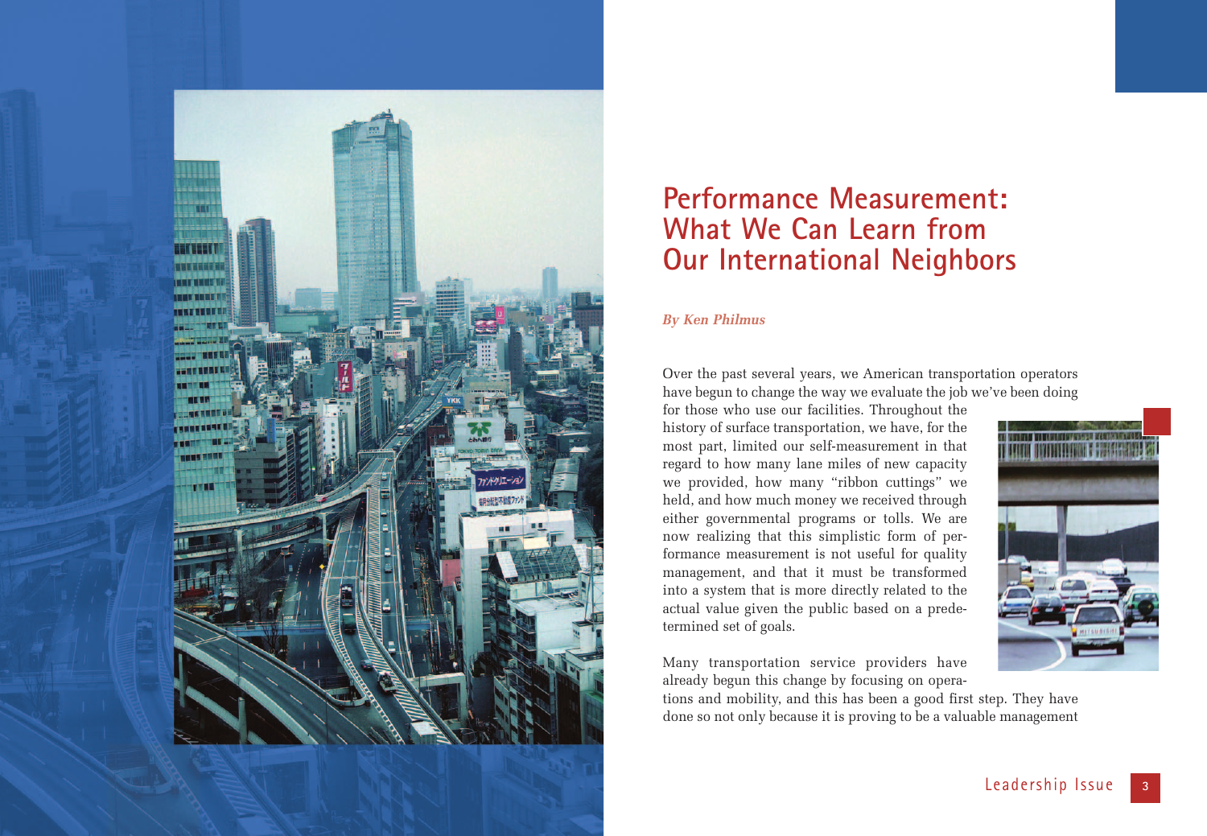# Performance Measurement: What We Can Learn from Our International Neighbors

*By Ken Philmus*

Over the past several years, we American transportation operators have begun to change the way we evaluate the job we've been doing for those who use our facilities. Throughout the history of surface transportation, we have, for the most part, limited our self-measurement in that regard to how many lane miles of new capacity we provided, how many "ribbon cuttings" we held, and how much money we received through either governmental programs or tolls. We are now realizing that this simplistic form of performance measurement is not useful for quality management, and that it must be transformed into a system that is more directly related to the actual value given the public based on a predetermined set of goals.

Many transportation service providers have already begun this change by focusing on operations and mobility, and this has been a good first step. They have done so not only because it is proving to be a valuable management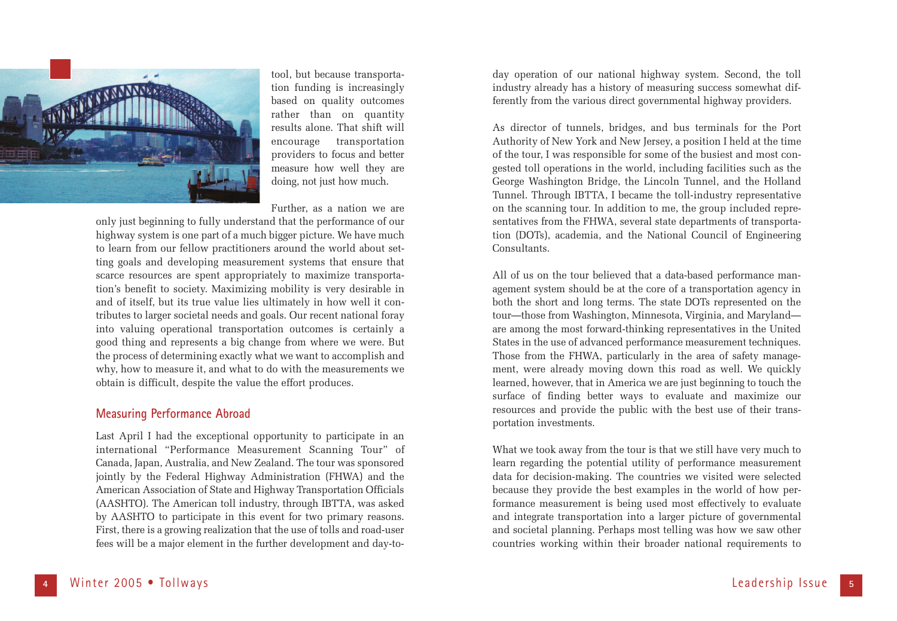tool, but because transportation funding is increasingly based on quality outcomes rather than on quantity results alone. That shift will encourage transportation providers to focus and better measure how well they are doing, not just how much.

Further, as a nation we are only just beginning to fully understand that the performance of our highway system is one part of a much bigger picture. We have much to learn from our fellow practitioners around the world about setting goals and developing measurement systems that ensure that scarce resources are spent appropriately to maximize transportation's benefit to society. Maximizing mobility is very desirable in and of itself, but its true value lies ultimately in how well it contributes to larger societal needs and goals. Our recent national foray into valuing operational transportation outcomes is certainly a good thing and represents a big change from where we were. But the process of determining exactly what we want to accomplish and why, how to measure it, and what to do with the measurements we obtain is difficult, despite the value the effort produces.

## Measuring Performance Abroad

Last April I had the exceptional opportunity to participate in an international "Performance Measurement Scanning Tour" of Canada, Japan, Australia, and New Zealand. The tour was sponsored jointly by the Federal Highway Administration (FHWA) and the American Association of State and Highway Transportation Officials (AASHTO). The American toll industry, through IBTTA, was asked by AASHTO to participate in this event for two primary reasons. First, there is a growing realization that the use of tolls and road-user fees will be a major element in the further development and day-to-day operation of our national highway system. Second, the toll industry already has a history of measuring success somewhat differently from the various direct governmental highway providers.

As director of tunnels, bridges, and bus terminals for the Port Authority of New York and New Jersey, a position I held at the time of the tour, I was responsible for some of the busiest and most congested toll operations in the world, including facilities such as the George Washington Bridge, the Lincoln Tunnel, and the Holland Tunnel. Through IBTTA, I became the toll-industry representative on the scanning tour. In addition to me, the group included representatives from the FHWA, several state departments of transportation (DOTs), academia, and the National Council of Engineering Consultants.

All of us on the tour believed that a data-based performance management system should be at the core of a transportation agency in both the short and long terms. The state DOTs represented on the tour—those from Washington, Minnesota, Virginia, and Maryland—are among the most forward-thinking representatives in the United States in the use of advanced performance measurement techniques. Those from the FHWA, particularly in the area of safety management, were already moving down this road as well. We quickly learned, however, that in America we are just beginning to touch the surface of finding better ways to evaluate and maximize our resources and provide the public with the best use of their transportation investments.

What we took away from the tour is that we still have very much to learn regarding the potential utility of performance measurement data for decision-making. The countries we visited were selected because they provide the best examples in the world of how performance measurement is being used most effectively to evaluate and integrate transportation into a larger picture of governmental and societal planning. Perhaps most telling was how we saw other countries working within their broader national requirements to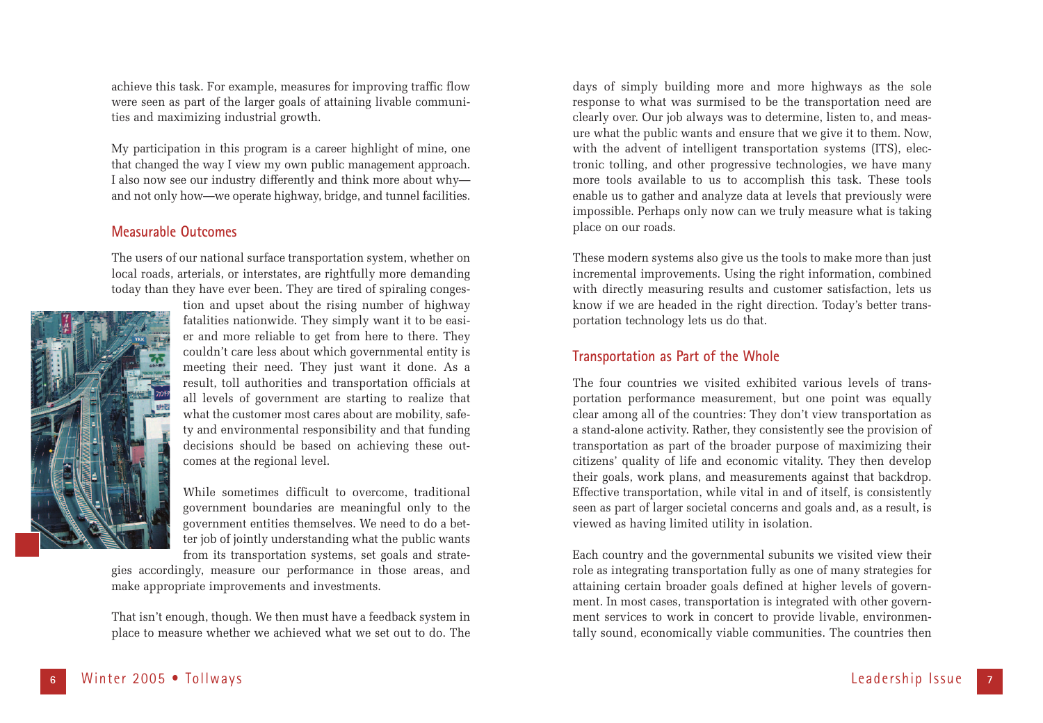achieve this task. For example, measures for improving traffic flow were seen as part of the larger goals of attaining livable communities and maximizing industrial growth.

My participation in this program is a career highlight of mine, one that changed the way I view my own public management approach. I also now see our industry differently and think more about why—and not only how—we operate highway, bridge, and tunnel facilities.

## Measurable Outcomes

The users of our national surface transportation system, whether on local roads, arterials, or interstates, are rightfully more demanding today than they have ever been. They are tired of spiraling congestion and upset about the rising number of highway fatalities nationwide. They simply want it to be easier and more reliable to get from here to there. They couldn't care less about which governmental entity is meeting their need. They just want it done. As a result, toll authorities and transportation officials at all levels of government are starting to realize that what the customer most cares about are mobility, safety and environmental responsibility and that funding decisions should be based on achieving these outcomes at the regional level.

While sometimes difficult to overcome, traditional government boundaries are meaningful only to the government entities themselves. We need to do a better job of jointly understanding what the public wants from its transportation systems, set goals and strategies accordingly, measure our performance in those areas, and make appropriate improvements and investments.

That isn't enough, though. We then must have a feedback system in place to measure whether we achieved what we set out to do. The days of simply building more and more highways as the sole response to what was surmised to be the transportation need are clearly over. Our job always was to determine, listen to, and measure what the public wants and ensure that we give it to them. Now, with the advent of intelligent transportation systems (ITS), electronic tolling, and other progressive technologies, we have many more tools available to us to accomplish this task. These tools enable us to gather and analyze data at levels that previously were impossible. Perhaps only now can we truly measure what is taking place on our roads.

These modern systems also give us the tools to make more than just incremental improvements. Using the right information, combined with directly measuring results and customer satisfaction, lets us know if we are headed in the right direction. Today's better transportation technology lets us do that.

## Transportation as Part of the Whole

The four countries we visited exhibited various levels of transportation performance measurement, but one point was equally clear among all of the countries: They don't view transportation as a stand-alone activity. Rather, they consistently see the provision of transportation as part of the broader purpose of maximizing their citizens' quality of life and economic vitality. They then develop their goals, work plans, and measurements against that backdrop. Effective transportation, while vital in and of itself, is consistently seen as part of larger societal concerns and goals and, as a result, is viewed as having limited utility in isolation.

Each country and the governmental subunits we visited view their role as integrating transportation fully as one of many strategies for attaining certain broader goals defined at higher levels of government. In most cases, transportation is integrated with other government services to work in concert to provide livable, environmentally sound, economically viable communities. The countries then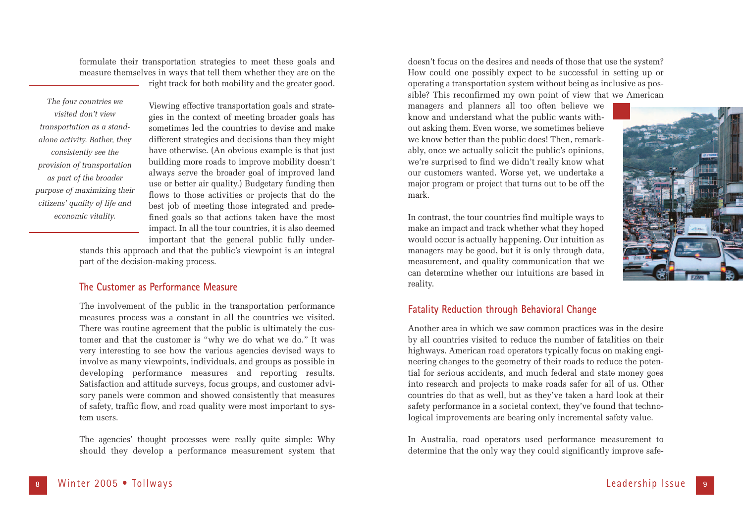formulate their transportation strategies to meet these goals and measure themselves in ways that tell them whether they are on the right track for both mobility and the greater good.

*The four countries we visited don't view transportation as a stand-alone activity. Rather, they consistently see the provision of transportation as part of the broader purpose of maximizing their citizens' quality of life and economic vitality.*

Viewing effective transportation goals and strategies in the context of meeting broader goals has sometimes led the countries to devise and make different strategies and decisions than they might have otherwise. (An obvious example is that just building more roads to improve mobility doesn't always serve the broader goal of improved land use or better air quality.) Budgetary funding then flows to those activities or projects that do the best job of meeting those integrated and predefined goals so that actions taken have the most impact. In all the tour countries, it is also deemed important that the general public fully understands this approach and that the public's viewpoint is an integral part of the decision-making process.

## The Customer as Performance Measure

The involvement of the public in the transportation performance measures process was a constant in all the countries we visited. There was routine agreement that the public is ultimately the customer and that the customer is "why we do what we do." It was very interesting to see how the various agencies devised ways to involve as many viewpoints, individuals, and groups as possible in developing performance measures and reporting results. Satisfaction and attitude surveys, focus groups, and customer advisory panels were common and showed consistently that measures of safety, traffic flow, and road quality were most important to system users.

The agencies' thought processes were really quite simple: Why should they develop a performance measurement system that doesn't focus on the desires and needs of those that use the system? How could one possibly expect to be successful in setting up or operating a transportation system without being as inclusive as possible? This reconfirmed my own point of view that we American managers and planners all too often believe we know and understand what the public wants without asking them. Even worse, we sometimes believe we know better than the public does! Then, remarkably, once we actually solicit the public's opinions, we're surprised to find we didn't really know what our customers wanted. Worse yet, we undertake a major program or project that turns out to be off the mark.

In contrast, the tour countries find multiple ways to make an impact and track whether what they hoped would occur is actually happening. Our intuition as managers may be good, but it is only through data, measurement, and quality communication that we can determine whether our intuitions are based in reality.

## Fatality Reduction through Behavioral Change

Another area in which we saw common practices was in the desire by all countries visited to reduce the number of fatalities on their highways. American road operators typically focus on making engineering changes to the geometry of their roads to reduce the potential for serious accidents, and much federal and state money goes into research and projects to make roads safer for all of us. Other countries do that as well, but as they've taken a hard look at their safety performance in a societal context, they've found that technological improvements are bearing only incremental safety value.

In Australia, road operators used performance measurement to determine that the only way they could significantly improve safe-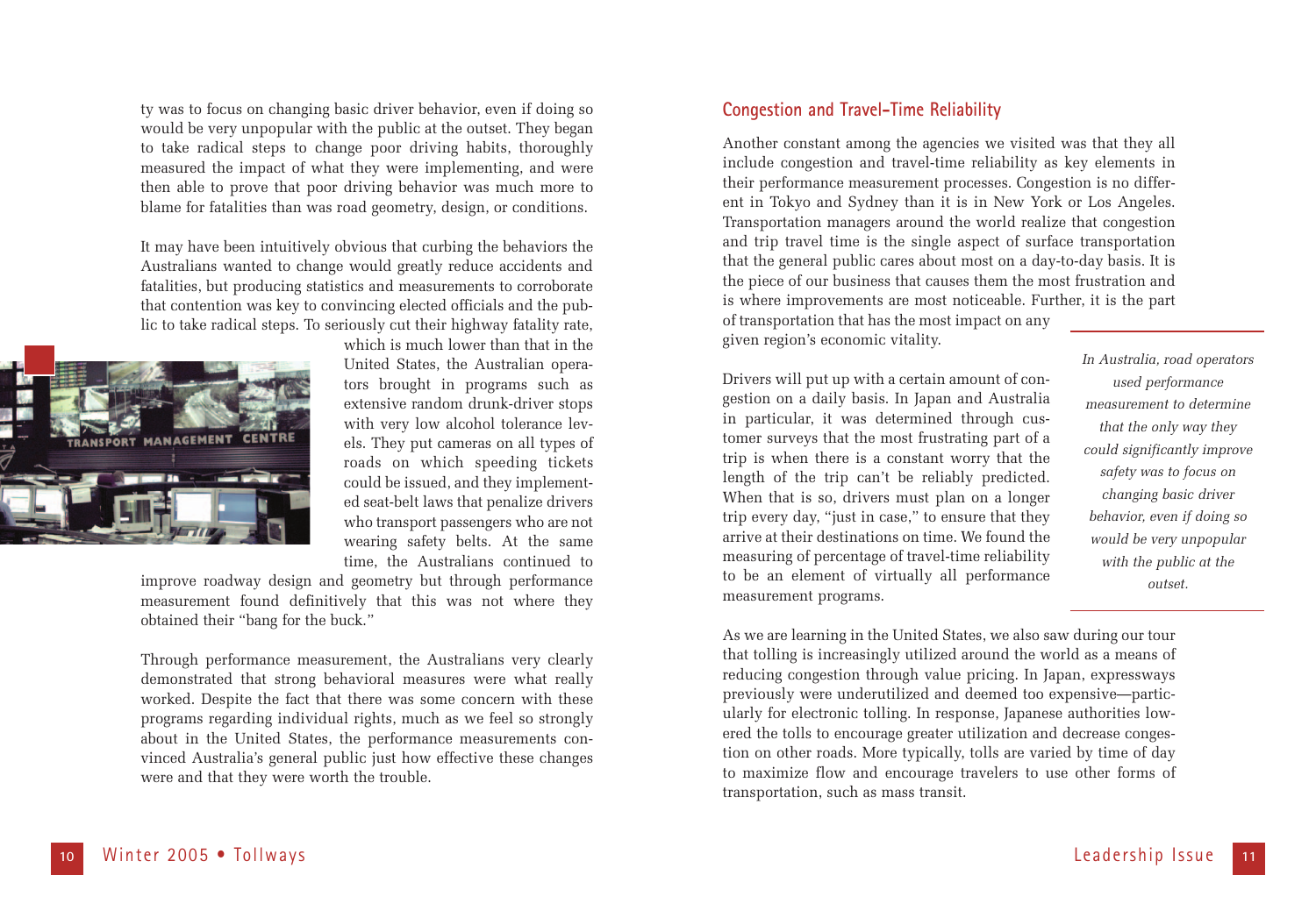ty was to focus on changing basic driver behavior, even if doing so would be very unpopular with the public at the outset. They began to take radical steps to change poor driving habits, thoroughly measured the impact of what they were implementing, and were then able to prove that poor driving behavior was much more to blame for fatalities than was road geometry, design, or conditions.

It may have been intuitively obvious that curbing the behaviors the Australians wanted to change would greatly reduce accidents and fatalities, but producing statistics and measurements to corroborate that contention was key to convincing elected officials and the public to take radical steps. To seriously cut their highway fatality rate, which is much lower than that in the United States, the Australian operators brought in programs such as extensive random drunk-driver stops with very low alcohol tolerance levels. They put cameras on all types of roads on which speeding tickets could be issued, and they implemented seat-belt laws that penalize drivers who transport passengers who are not wearing safety belts. At the same time, the Australians continued to improve roadway design and geometry but through performance measurement found definitively that this was not where they obtained their "bang for the buck."

Through performance measurement, the Australians very clearly demonstrated that strong behavioral measures were what really worked. Despite the fact that there was some concern with these programs regarding individual rights, much as we feel so strongly about in the United States, the performance measurements convinced Australia's general public just how effective these changes were and that they were worth the trouble.

## Congestion and Travel-Time Reliability

Another constant among the agencies we visited was that they all include congestion and travel-time reliability as key elements in their performance measurement processes. Congestion is no different in Tokyo and Sydney than it is in New York or Los Angeles. Transportation managers around the world realize that congestion and trip travel time is the single aspect of surface transportation that the general public cares about most on a day-to-day basis. It is the piece of our business that causes them the most frustration and is where improvements are most noticeable. Further, it is the part of transportation that has the most impact on any given region's economic vitality.

*In Australia, road operators used performance measurement to determine that the only way they could significantly improve safety was to focus on changing basic driver behavior, even if doing so would be very unpopular with the public at the outset.*

Drivers will put up with a certain amount of congestion on a daily basis. In Japan and Australia in particular, it was determined through customer surveys that the most frustrating part of a trip is when there is a constant worry that the length of the trip can't be reliably predicted. When that is so, drivers must plan on a longer trip every day, "just in case," to ensure that they arrive at their destinations on time. We found the measuring of percentage of travel-time reliability to be an element of virtually all performance measurement programs.

As we are learning in the United States, we also saw during our tour that tolling is increasingly utilized around the world as a means of reducing congestion through value pricing. In Japan, expressways previously were underutilized and deemed too expensive—particularly for electronic tolling. In response, Japanese authorities lowered the tolls to encourage greater utilization and decrease congestion on other roads. More typically, tolls are varied by time of day to maximize flow and encourage travelers to use other forms of transportation, such as mass transit.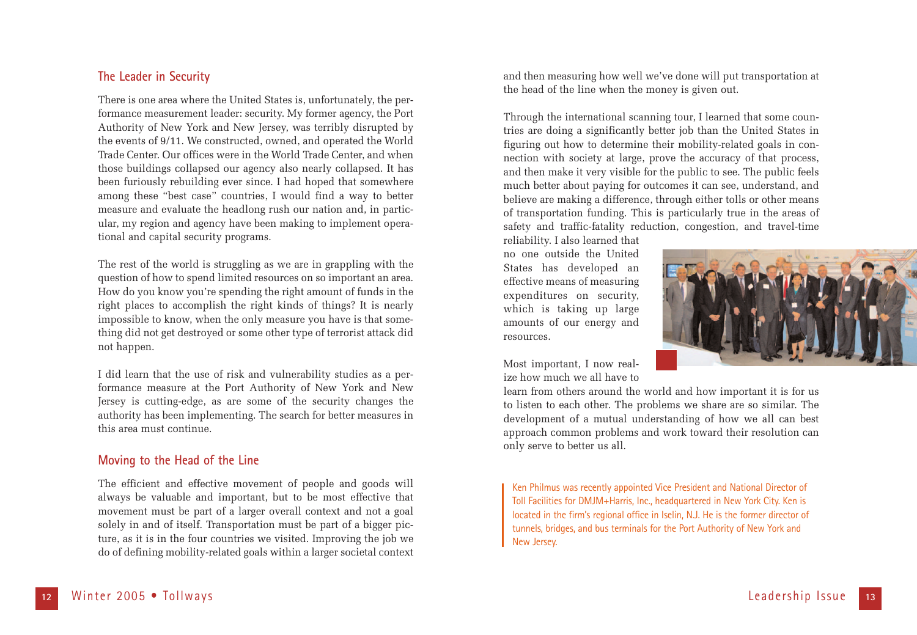## The Leader in Security

There is one area where the United States is, unfortunately, the performance measurement leader: security. My former agency, the Port Authority of New York and New Jersey, was terribly disrupted by the events of 9/11. We constructed, owned, and operated the World Trade Center. Our offices were in the World Trade Center, and when those buildings collapsed our agency also nearly collapsed. It has been furiously rebuilding ever since. I had hoped that somewhere among these "best case" countries, I would find a way to better measure and evaluate the headlong rush our nation and, in particular, my region and agency have been making to implement operational and capital security programs.

The rest of the world is struggling as we are in grappling with the question of how to spend limited resources on so important an area. How do you know you're spending the right amount of funds in the right places to accomplish the right kinds of things? It is nearly impossible to know, when the only measure you have is that something did not get destroyed or some other type of terrorist attack did not happen.

I did learn that the use of risk and vulnerability studies as a performance measure at the Port Authority of New York and New Jersey is cutting-edge, as are some of the security changes the authority has been implementing. The search for better measures in this area must continue.

## Moving to the Head of the Line

The efficient and effective movement of people and goods will always be valuable and important, but to be most effective that movement must be part of a larger overall context and not a goal solely in and of itself. Transportation must be part of a bigger picture, as it is in the four countries we visited. Improving the job we do of defining mobility-related goals within a larger societal context and then measuring how well we've done will put transportation at the head of the line when the money is given out.

Through the international scanning tour, I learned that some countries are doing a significantly better job than the United States in figuring out how to determine their mobility-related goals in connection with society at large, prove the accuracy of that process, and then make it very visible for the public to see. The public feels much better about paying for outcomes it can see, understand, and believe are making a difference, through either tolls or other means of transportation funding. This is particularly true in the areas of safety and traffic-fatality reduction, congestion, and travel-time reliability. I also learned that no one outside the United States has developed an effective means of measuring expenditures on security, which is taking up large amounts of our energy and resources.

Most important, I now realize how much we all have to learn from others around the world and how important it is for us to listen to each other. The problems we share are so similar. The development of a mutual understanding of how we all can best approach common problems and work toward their resolution can only serve to better us all.

Ken Philmus was recently appointed Vice President and National Director of Toll Facilities for DMJM+Harris, Inc., headquartered in New York City. Ken is located in the firm's regional office in Iselin, N.J. He is the former director of tunnels, bridges, and bus terminals for the Port Authority of New York and New Jersey.